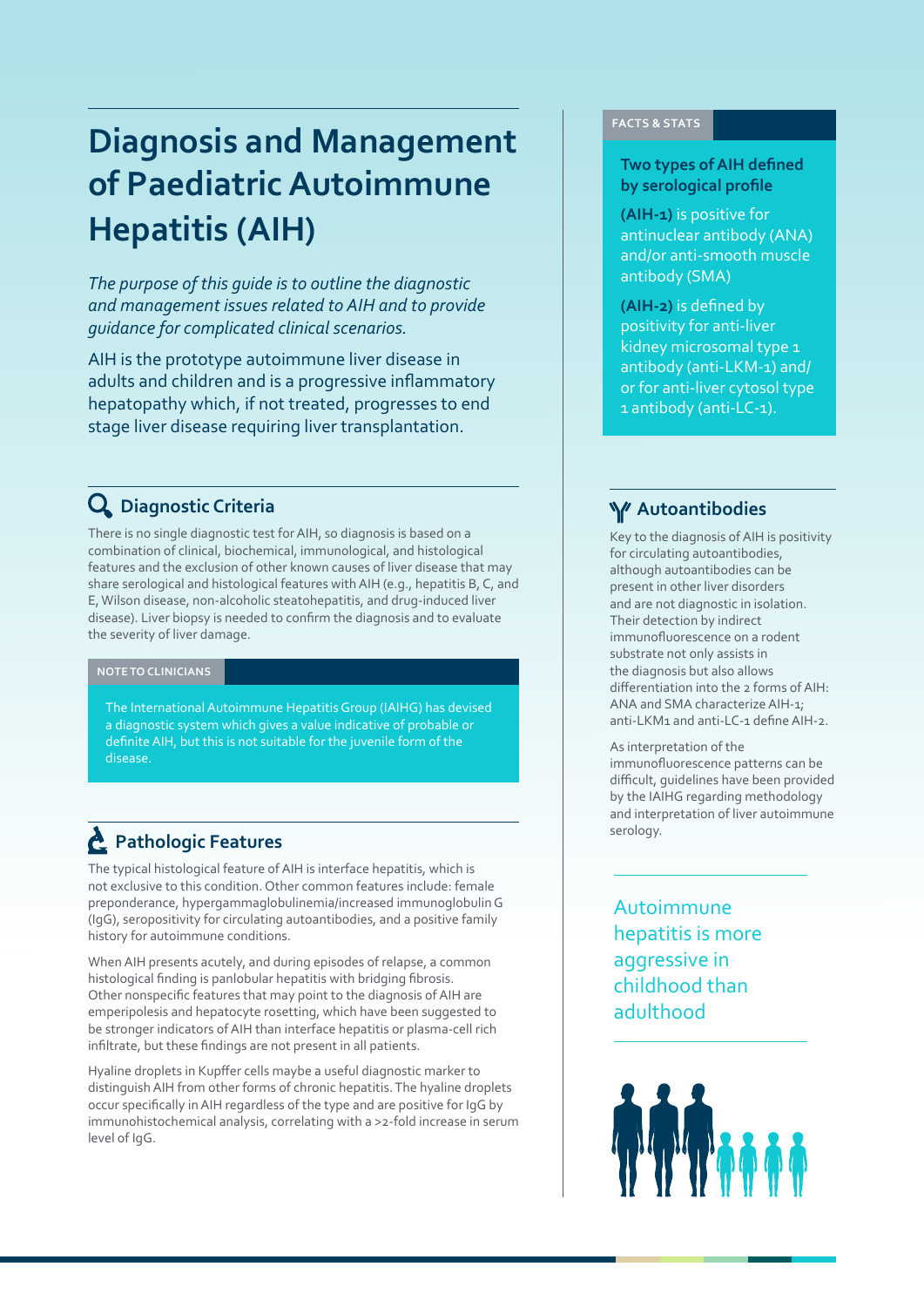# Diagnosis and Management of Paediatric Autoimmune Hepatitis (AIH)

*The purpose of this guide is to outline the diagnostic and management issues related to AIH and to provide guidance for complicated clinical scenarios.*

AIH is the prototype autoimmune liver disease in adults and children and is a progressive inflammatory hepatopathy which, if not treated, progresses to end stage liver disease requiring liver transplantation.

## Diagnostic Criteria

There is no single diagnostic test for AIH, so diagnosis is based on a combination of clinical, biochemical, immunological, and histological features and the exclusion of other known causes of liver disease that may share serological and histological features with AIH (e.g., hepatitis B, C, and E, Wilson disease, non-alcoholic steatohepatitis, and drug-induced liver disease). Liver biopsy is needed to confirm the diagnosis and to evaluate the severity of liver damage.

**NOTE TO CLINICIANS**

The International Autoimmune Hepatitis Group (IAIHG) has devised a diagnostic system which gives a value indicative of probable or definite AIH, but this is not suitable for the juvenile form of the disease.

## Pathologic Features

The typical histological feature of AIH is interface hepatitis, which is not exclusive to this condition. Other common features include: female preponderance, hypergammaglobulinemia/increased immunoglobulin G (IgG), seropositivity for circulating autoantibodies, and a positive family history for autoimmune conditions.

When AIH presents acutely, and during episodes of relapse, a common histological finding is panlobular hepatitis with bridging fibrosis. Other nonspecific features that may point to the diagnosis of AIH are emperipolesis and hepatocyte rosetting, which have been suggested to be stronger indicators of AIH than interface hepatitis or plasma-cell rich infiltrate, but these findings are not present in all patients.

Hyaline droplets in Kupffer cells maybe a useful diagnostic marker to distinguish AIH from other forms of chronic hepatitis. The hyaline droplets occur specifically in AIH regardless of the type and are positive for IgG by immunohistochemical analysis, correlating with a >2-fold increase in serum level of IgG.

**FACTS & STATS**

### Two types of AIH defined by serological profile

**(AIH-1)** is positive for antinuclear antibody (ANA) and/or anti-smooth muscle antibody (SMA)

**(AIH-2)** is defined by positivity for anti-liver kidney microsomal type 1 antibody (anti-LKM-1) and/or for anti-liver cytosol type 1 antibody (anti-LC-1).

## Autoantibodies

Key to the diagnosis of AIH is positivity for circulating autoantibodies, although autoantibodies can be present in other liver disorders and are not diagnostic in isolation. Their detection by indirect immunofluorescence on a rodent substrate not only assists in the diagnosis but also allows differentiation into the 2 forms of AIH: ANA and SMA characterize AIH-1; anti-LKM1 and anti-LC-1 define AIH-2.

As interpretation of the immunofluorescence patterns can be difficult, guidelines have been provided by the IAIHG regarding methodology and interpretation of liver autoimmune serology.

Autoimmune hepatitis is more aggressive in childhood than adulthood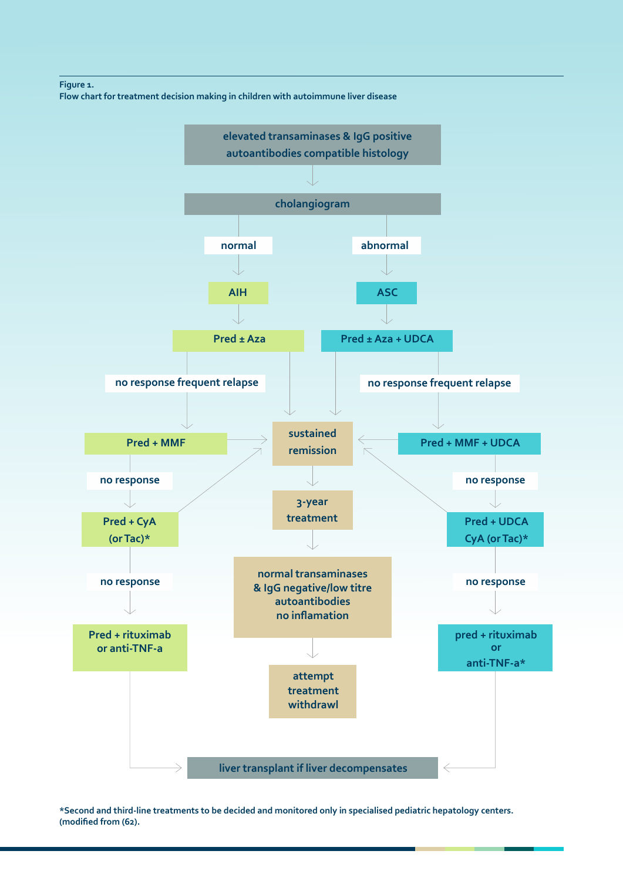Figure 1.
Flow chart for treatment decision making in children with autoimmune liver disease

elevated transaminases & IgG positive autoantibodies compatible histology

cholangiogram

normal

abnormal

AIH

ASC

Pred ± Aza

Pred ± Aza + UDCA

no response frequent relapse

no response frequent relapse

Pred + MMF

sustained remission

Pred + MMF + UDCA

no response

no response

3-year treatment

Pred + CyA (or Tac)*

Pred + UDCA CyA (or Tac)*

no response

normal transaminases & IgG negative/low titre autoantibodies no inflamation

no response

Pred + rituximab or anti-TNF-a

pred + rituximab or anti-TNF-a*

attempt treatment withdrawl

liver transplant if liver decompensates

*Second and third-line treatments to be decided and monitored only in specialised pediatric hepatology centers. (modified from (62)).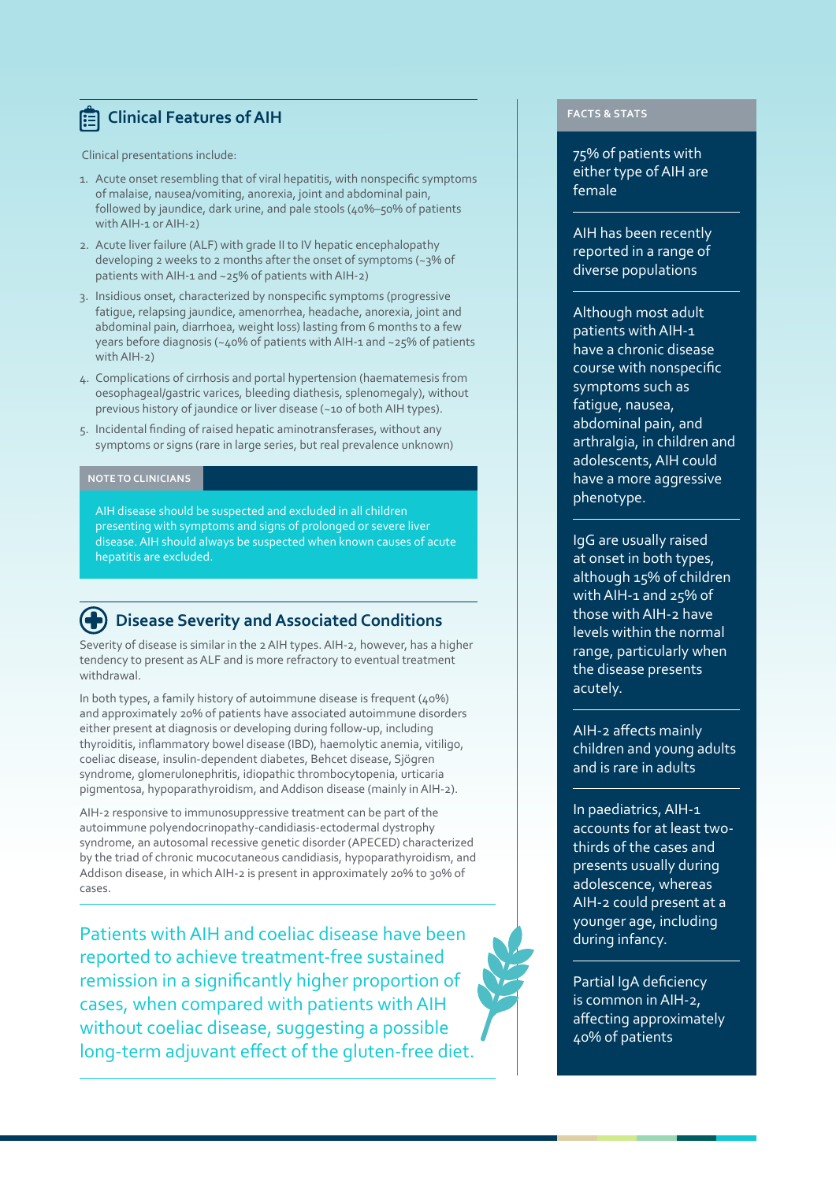## Clinical Features of AIH

Clinical presentations include:

1. Acute onset resembling that of viral hepatitis, with nonspecific symptoms of malaise, nausea/vomiting, anorexia, joint and abdominal pain, followed by jaundice, dark urine, and pale stools (40%–50% of patients with AIH-1 or AIH-2)
2. Acute liver failure (ALF) with grade II to IV hepatic encephalopathy developing 2 weeks to 2 months after the onset of symptoms (~3% of patients with AIH-1 and ~25% of patients with AIH-2)
3. Insidious onset, characterized by nonspecific symptoms (progressive fatigue, relapsing jaundice, amenorrhea, headache, anorexia, joint and abdominal pain, diarrhoea, weight loss) lasting from 6 months to a few years before diagnosis (~40% of patients with AIH-1 and ~25% of patients with AIH-2)
4. Complications of cirrhosis and portal hypertension (haematemesis from oesophageal/gastric varices, bleeding diathesis, splenomegaly), without previous history of jaundice or liver disease (~10 of both AIH types).
5. Incidental finding of raised hepatic aminotransferases, without any symptoms or signs (rare in large series, but real prevalence unknown)

**NOTE TO CLINICIANS**

AIH disease should be suspected and excluded in all children presenting with symptoms and signs of prolonged or severe liver disease. AIH should always be suspected when known causes of acute hepatitis are excluded.

## Disease Severity and Associated Conditions

Severity of disease is similar in the 2 AIH types. AIH-2, however, has a higher tendency to present as ALF and is more refractory to eventual treatment withdrawal.

In both types, a family history of autoimmune disease is frequent (40%) and approximately 20% of patients have associated autoimmune disorders either present at diagnosis or developing during follow-up, including thyroiditis, inflammatory bowel disease (IBD), haemolytic anemia, vitiligo, coeliac disease, insulin-dependent diabetes, Behcet disease, Sjögren syndrome, glomerulonephritis, idiopathic thrombocytopenia, urticaria pigmentosa, hypoparathyroidism, and Addison disease (mainly in AIH-2).

AIH-2 responsive to immunosuppressive treatment can be part of the autoimmune polyendocrinopathy-candidiasis-ectodermal dystrophy syndrome, an autosomal recessive genetic disorder (APECED) characterized by the triad of chronic mucocutaneous candidiasis, hypoparathyroidism, and Addison disease, in which AIH-2 is present in approximately 20% to 30% of cases.

Patients with AIH and coeliac disease have been reported to achieve treatment-free sustained remission in a significantly higher proportion of cases, when compared with patients with AIH without coeliac disease, suggesting a possible long-term adjuvant effect of the gluten-free diet.

**FACTS & STATS**

75% of patients with either type of AIH are female

AIH has been recently reported in a range of diverse populations

Although most adult patients with AIH-1 have a chronic disease course with nonspecific symptoms such as fatigue, nausea, abdominal pain, and arthralgia, in children and adolescents, AIH could have a more aggressive phenotype.

IgG are usually raised at onset in both types, although 15% of children with AIH-1 and 25% of those with AIH-2 have levels within the normal range, particularly when the disease presents acutely.

AIH-2 affects mainly children and young adults and is rare in adults

In paediatrics, AIH-1 accounts for at least two-thirds of the cases and presents usually during adolescence, whereas AIH-2 could present at a younger age, including during infancy.

Partial IgA deficiency is common in AIH-2, affecting approximately 40% of patients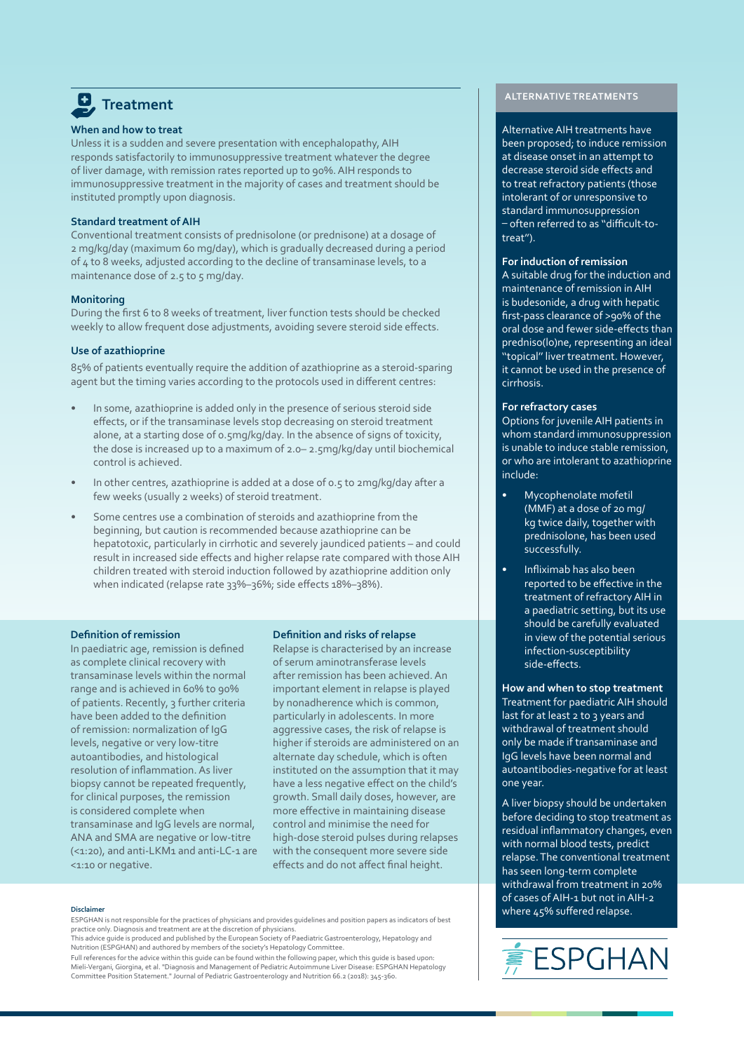## Treatment

### When and how to treat

Unless it is a sudden and severe presentation with encephalopathy, AIH responds satisfactorily to immunosuppressive treatment whatever the degree of liver damage, with remission rates reported up to 90%. AIH responds to immunosuppressive treatment in the majority of cases and treatment should be instituted promptly upon diagnosis.

### Standard treatment of AIH

Conventional treatment consists of prednisolone (or prednisone) at a dosage of 2 mg/kg/day (maximum 60 mg/day), which is gradually decreased during a period of 4 to 8 weeks, adjusted according to the decline of transaminase levels, to a maintenance dose of 2.5 to 5 mg/day.

### Monitoring

During the first 6 to 8 weeks of treatment, liver function tests should be checked weekly to allow frequent dose adjustments, avoiding severe steroid side effects.

### Use of azathioprine

85% of patients eventually require the addition of azathioprine as a steroid-sparing agent but the timing varies according to the protocols used in different centres:

- In some, azathioprine is added only in the presence of serious steroid side effects, or if the transaminase levels stop decreasing on steroid treatment alone, at a starting dose of 0.5mg/kg/day. In the absence of signs of toxicity, the dose is increased up to a maximum of 2.0– 2.5mg/kg/day until biochemical control is achieved.
- In other centres, azathioprine is added at a dose of 0.5 to 2mg/kg/day after a few weeks (usually 2 weeks) of steroid treatment.
- Some centres use a combination of steroids and azathioprine from the beginning, but caution is recommended because azathioprine can be hepatotoxic, particularly in cirrhotic and severely jaundiced patients – and could result in increased side effects and higher relapse rate compared with those AIH children treated with steroid induction followed by azathioprine addition only when indicated (relapse rate 33%–36%; side effects 18%–38%).

### Definition of remission

In paediatric age, remission is defined as complete clinical recovery with transaminase levels within the normal range and is achieved in 60% to 90% of patients. Recently, 3 further criteria have been added to the definition of remission: normalization of IgG levels, negative or very low-titre autoantibodies, and histological resolution of inflammation. As liver biopsy cannot be repeated frequently, for clinical purposes, the remission is considered complete when transaminase and IgG levels are normal, ANA and SMA are negative or low-titre (<1:20), and anti-LKM1 and anti-LC-1 are <1:10 or negative.

### Definition and risks of relapse

Relapse is characterised by an increase of serum aminotransferase levels after remission has been achieved. An important element in relapse is played by nonadherence which is common, particularly in adolescents. In more aggressive cases, the risk of relapse is higher if steroids are administered on an alternate day schedule, which is often instituted on the assumption that it may have a less negative effect on the child's growth. Small daily doses, however, are more effective in maintaining disease control and minimise the need for high-dose steroid pulses during relapses with the consequent more severe side effects and do not affect final height.

## ALTERNATIVE TREATMENTS

Alternative AIH treatments have been proposed; to induce remission at disease onset in an attempt to decrease steroid side effects and to treat refractory patients (those intolerant of or unresponsive to standard immunosuppression – often referred to as "difficult-to-treat").

### For induction of remission

A suitable drug for the induction and maintenance of remission in AIH is budesonide, a drug with hepatic first-pass clearance of >90% of the oral dose and fewer side-effects than predniso(lo)ne, representing an ideal "topical" liver treatment. However, it cannot be used in the presence of cirrhosis.

### For refractory cases

Options for juvenile AIH patients in whom standard immunosuppression is unable to induce stable remission, or who are intolerant to azathioprine include:

- Mycophenolate mofetil (MMF) at a dose of 20 mg/kg twice daily, together with prednisolone, has been used successfully.
- Infliximab has also been reported to be effective in the treatment of refractory AIH in a paediatric setting, but its use should be carefully evaluated in view of the potential serious infection-susceptibility side-effects.

### How and when to stop treatment

Treatment for paediatric AIH should last for at least 2 to 3 years and withdrawal of treatment should only be made if transaminase and IgG levels have been normal and autoantibodies-negative for at least one year.

A liver biopsy should be undertaken before deciding to stop treatment as residual inflammatory changes, even with normal blood tests, predict relapse. The conventional treatment has seen long-term complete withdrawal from treatment in 20% of cases of AIH-1 but not in AIH-2 where 45% suffered relapse.

**Disclaimer**

ESPGHAN is not responsible for the practices of physicians and provides guidelines and position papers as indicators of best practice only. Diagnosis and treatment are at the discretion of physicians.
This advice guide is produced and published by the European Society of Paediatric Gastroenterology, Hepatology and Nutrition (ESPGHAN) and authored by members of the society's Hepatology Committee.
Full references for the advice within this guide can be found within the following paper, which this guide is based upon: Mieli-Vergani, Giorgina, et al. "Diagnosis and Management of Pediatric Autoimmune Liver Disease: ESPGHAN Hepatology Committee Position Statement." Journal of Pediatric Gastroenterology and Nutrition 66.2 (2018): 345-360.

ESPGHAN